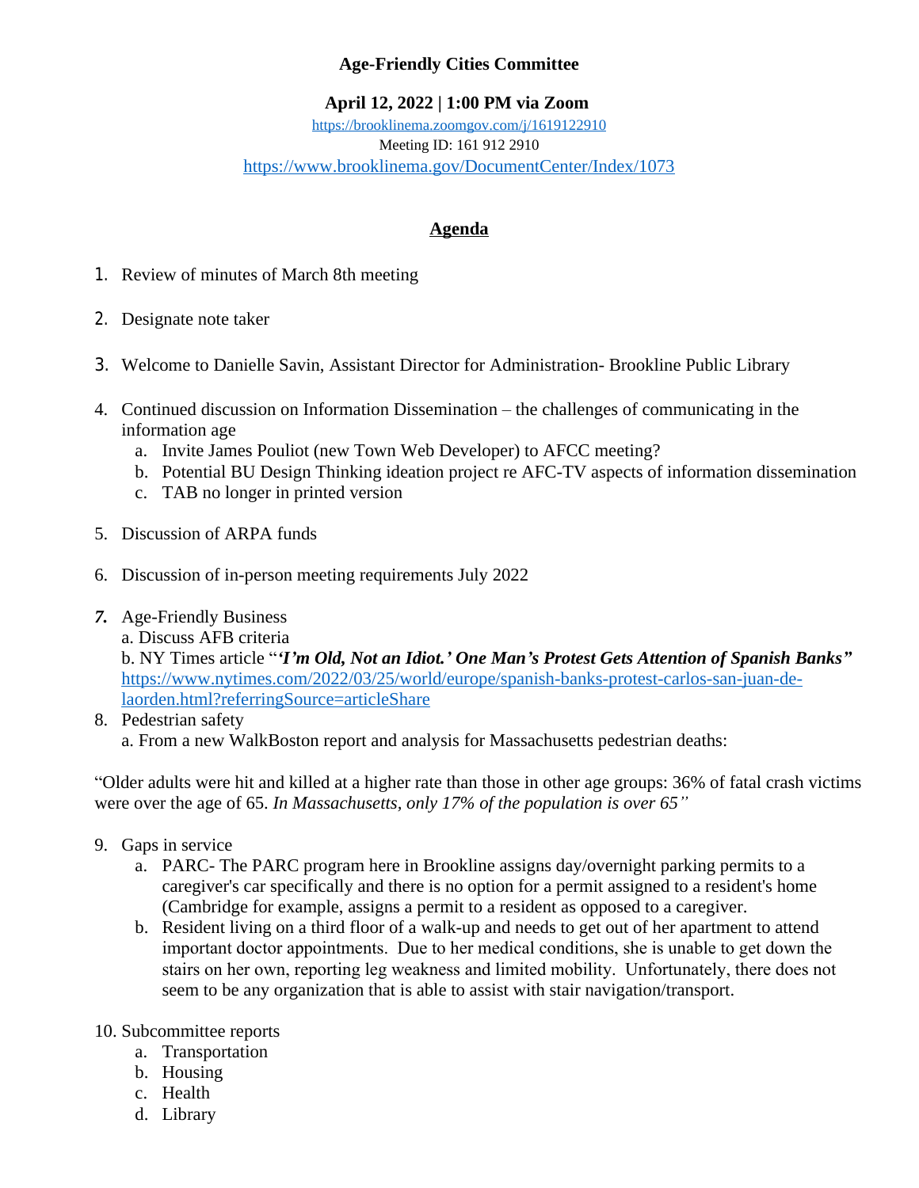**Age-Friendly Cities Committee**

**April 12, 2022 | 1:00 PM via Zoom**

https://brooklinema.zoomgov.com/j/1619122910

Meeting ID: 161 912 2910

https://www.brooklinema.gov/DocumentCenter/Index/1073

## Agenda

1. Review of minutes of March 8th meeting

2. Designate note taker

3. Welcome to Danielle Savin, Assistant Director for Administration- Brookline Public Library

4. Continued discussion on Information Dissemination – the challenges of communicating in the information age
   a. Invite James Pouliot (new Town Web Developer) to AFCC meeting?
   b. Potential BU Design Thinking ideation project re AFC-TV aspects of information dissemination
   c. TAB no longer in printed version

5. Discussion of ARPA funds

6. Discussion of in-person meeting requirements July 2022

7. Age-Friendly Business
   a. Discuss AFB criteria
   b. NY Times article "***'I'm Old, Not an Idiot.' One Man's Protest Gets Attention of Spanish Banks"*** https://www.nytimes.com/2022/03/25/world/europe/spanish-banks-protest-carlos-san-juan-de-laorden.html?referringSource=articleShare

8. Pedestrian safety
   a. From a new WalkBoston report and analysis for Massachusetts pedestrian deaths:

"Older adults were hit and killed at a higher rate than those in other age groups: 36% of fatal crash victims were over the age of 65. *In Massachusetts, only 17% of the population is over 65"*

9. Gaps in service
   a. PARC- The PARC program here in Brookline assigns day/overnight parking permits to a caregiver's car specifically and there is no option for a permit assigned to a resident's home (Cambridge for example, assigns a permit to a resident as opposed to a caregiver.
   b. Resident living on a third floor of a walk-up and needs to get out of her apartment to attend important doctor appointments. Due to her medical conditions, she is unable to get down the stairs on her own, reporting leg weakness and limited mobility. Unfortunately, there does not seem to be any organization that is able to assist with stair navigation/transport.

10. Subcommittee reports
    a. Transportation
    b. Housing
    c. Health
    d. Library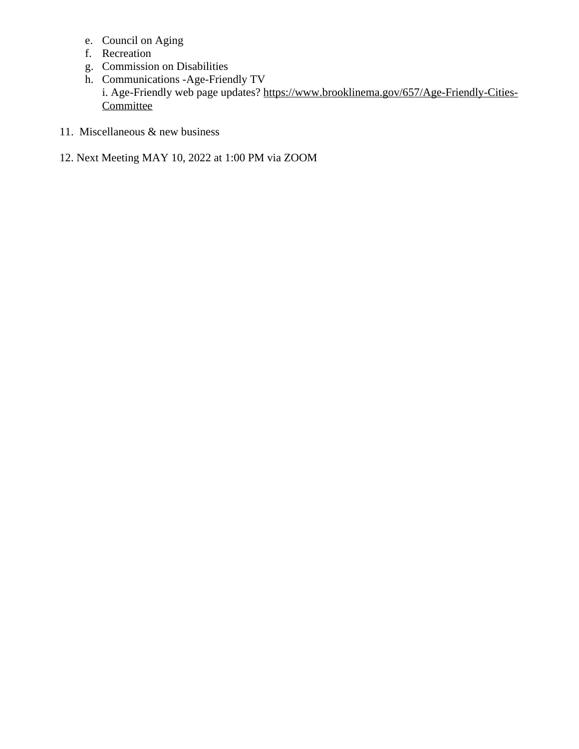e. Council on Aging
f. Recreation
g. Commission on Disabilities
h. Communications -Age-Friendly TV
   i. Age-Friendly web page updates? [https://www.brooklinema.gov/657/Age-Friendly-Cities-Committee](https://www.brooklinema.gov/657/Age-Friendly-Cities-Committee)

11. Miscellaneous & new business

12. Next Meeting MAY 10, 2022 at 1:00 PM via ZOOM